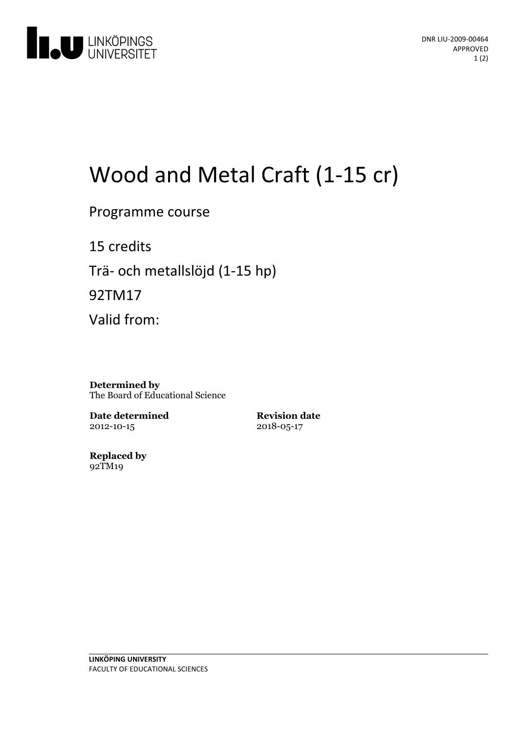DNR LIU-2009-00464
APPROVED

# Wood and Metal Craft (1-15 cr)

Programme course

15 credits

Trä- och metallslöjd (1-15 hp)

92TM17

Valid from:

**Determined by**
The Board of Educational Science

**Date determined**
2012-10-15

**Revision date**
2018-05-17

**Replaced by**
92TM19

**LINKÖPING UNIVERSITY**
FACULTY OF EDUCATIONAL SCIENCES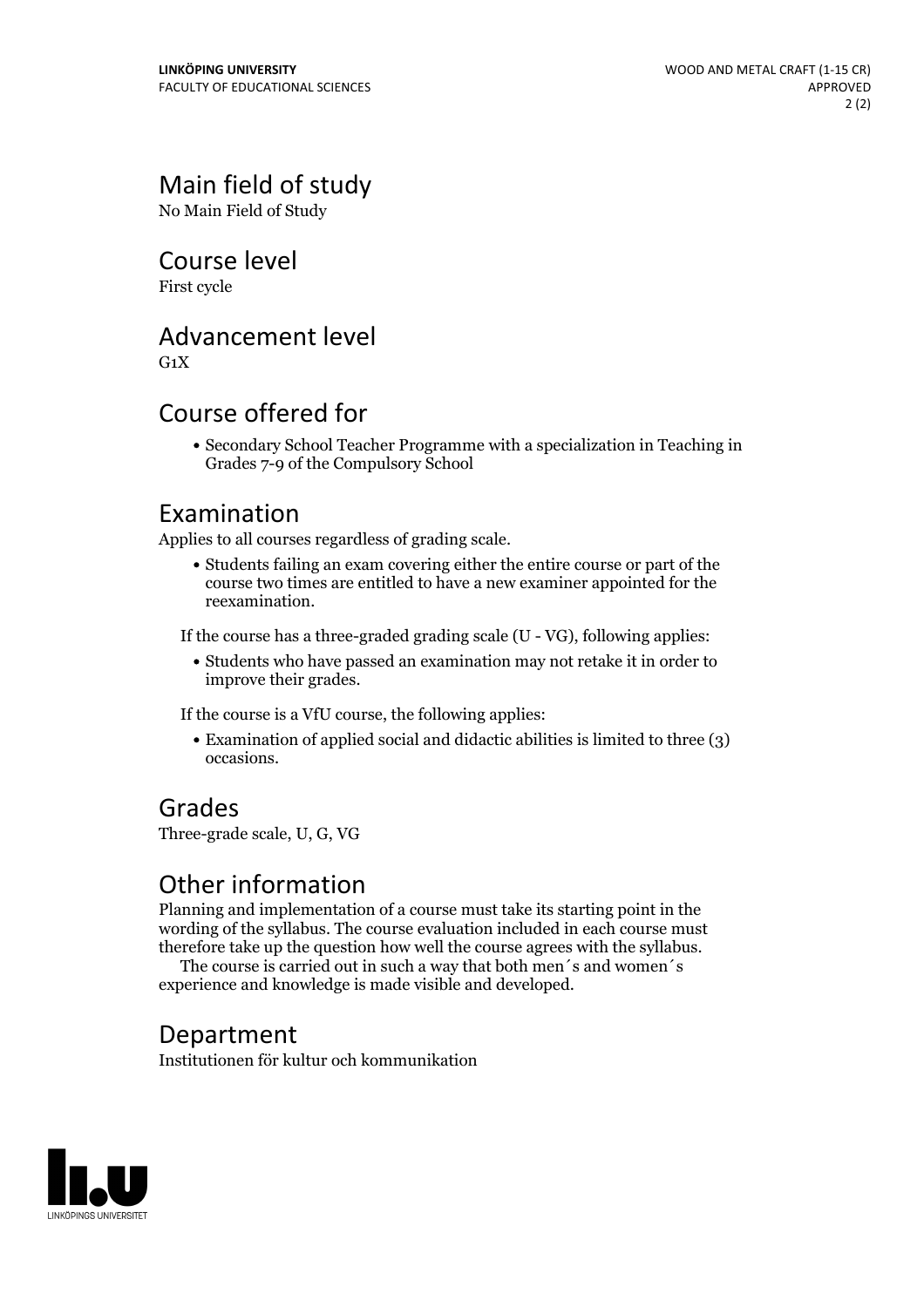## Main field of study

No Main Field of Study

## Course level

First cycle

## Advancement level

G1X

## Course offered for

- Secondary School Teacher Programme with a specialization in Teaching in Grades 7-9 of the Compulsory School

## Examination

Applies to all courses regardless of grading scale.

- Students failing an exam covering either the entire course or part of the course two times are entitled to have a new examiner appointed for the reexamination.

If the course has a three-graded grading scale (U - VG), following applies:

- Students who have passed an examination may not retake it in order to improve their grades.

If the course is a VfU course, the following applies:

- Examination of applied social and didactic abilities is limited to three (3) occasions.

## Grades

Three-grade scale, U, G, VG

## Other information

Planning and implementation of a course must take its starting point in the wording of the syllabus. The course evaluation included in each course must therefore take up the question how well the course agrees with the syllabus.

The course is carried out in such a way that both men´s and women´s experience and knowledge is made visible and developed.

## Department

Institutionen för kultur och kommunikation